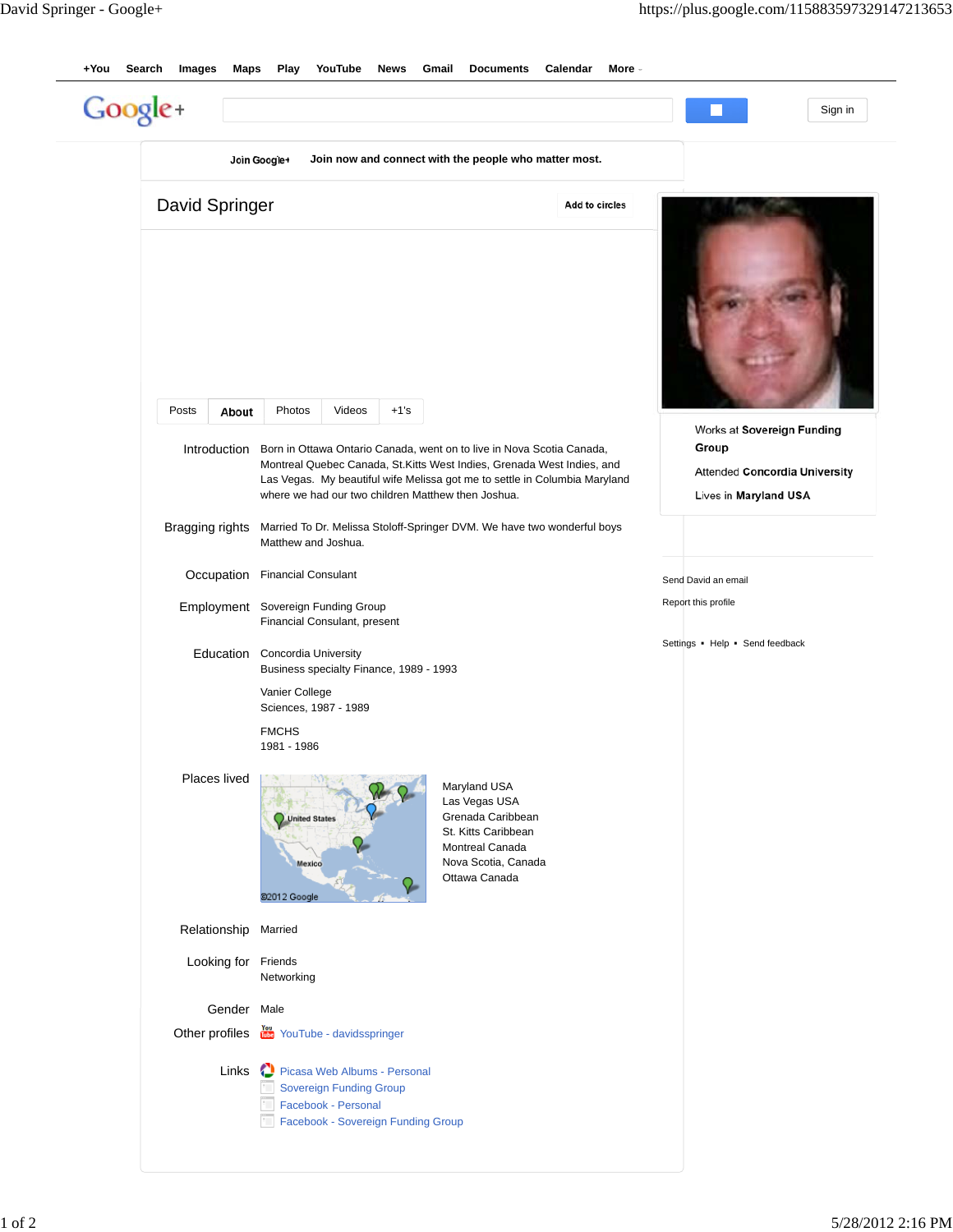+You Search Images Maps Play YouTube News Gmail Documents Calendar More

Google+

Sign in

Join Google+ Join now and connect with the people who matter most.

# David Springer

Add to circles

Posts | About | Photos | Videos | +1's

Works at **Sovereign Funding Group**

Attended **Concordia University**

Lives in **Maryland USA**

Send David an email

Report this profile

Settings • Help • Send feedback

**Introduction** Born in Ottawa Ontario Canada, went on to live in Nova Scotia Canada, Montreal Quebec Canada, St.Kitts West Indies, Grenada West Indies, and Las Vegas. My beautiful wife Melissa got me to settle in Columbia Maryland where we had our two children Matthew then Joshua.

**Bragging rights** Married To Dr. Melissa Stoloff-Springer DVM. We have two wonderful boys Matthew and Joshua.

**Occupation** Financial Consulant

**Employment** Sovereign Funding Group
Financial Consulant, present

**Education** Concordia University
Business specialty Finance, 1989 - 1993

Vanier College
Sciences, 1987 - 1989

FMCHS
1981 - 1986

**Places lived**

United States
Mexico
©2012 Google

Maryland USA
Las Vegas USA
Grenada Caribbean
St. Kitts Caribbean
Montreal Canada
Nova Scotia, Canada
Ottawa Canada

**Relationship** Married

**Looking for** Friends
Networking

**Gender** Male

**Other profiles** YouTube - davidsspringer

**Links** Picasa Web Albums - Personal
Sovereign Funding Group
Facebook - Personal
Facebook - Sovereign Funding Group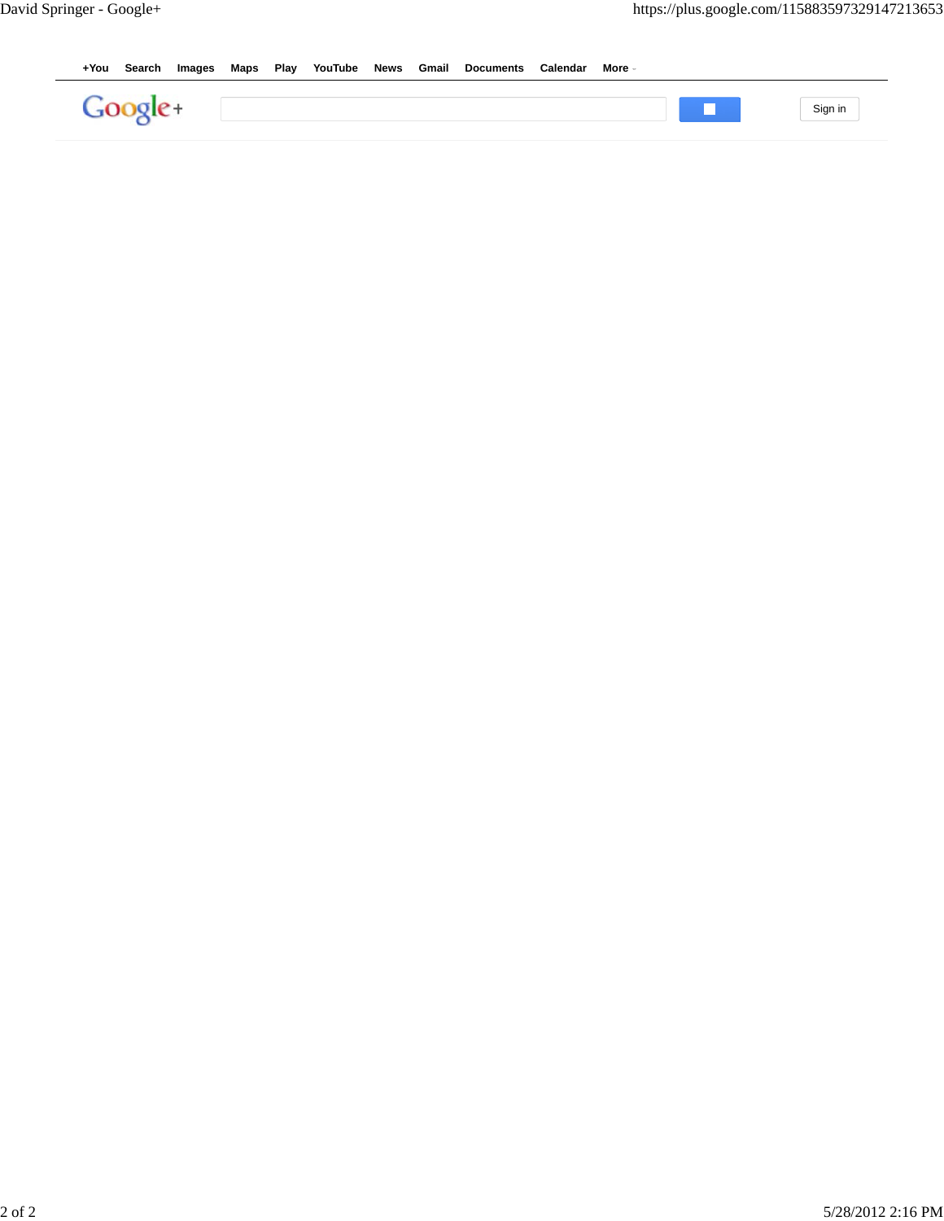+You Search Images Maps Play YouTube News Gmail Documents Calendar More

Google+

Sign in